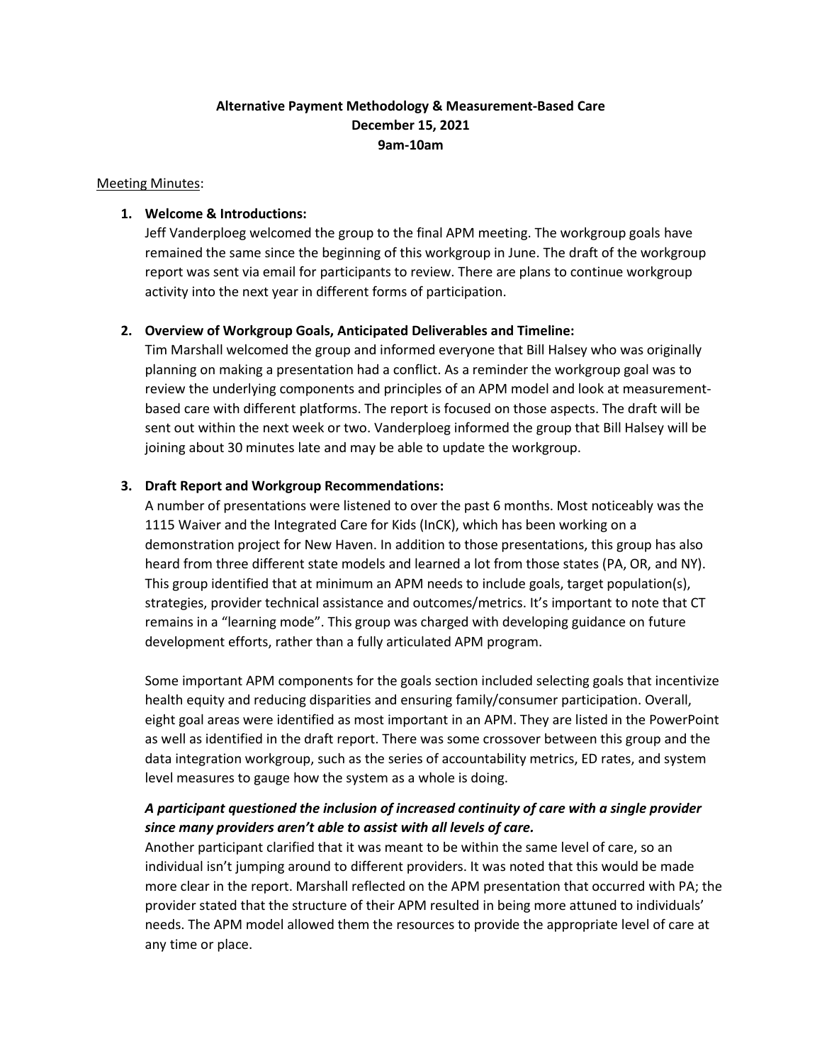**Alternative Payment Methodology & Measurement-Based Care**
**December 15, 2021**
**9am-10am**

Meeting Minutes:

1. **Welcome & Introductions:**
   Jeff Vanderploeg welcomed the group to the final APM meeting. The workgroup goals have remained the same since the beginning of this workgroup in June. The draft of the workgroup report was sent via email for participants to review. There are plans to continue workgroup activity into the next year in different forms of participation.

2. **Overview of Workgroup Goals, Anticipated Deliverables and Timeline:**
   Tim Marshall welcomed the group and informed everyone that Bill Halsey who was originally planning on making a presentation had a conflict. As a reminder the workgroup goal was to review the underlying components and principles of an APM model and look at measurement-based care with different platforms. The report is focused on those aspects. The draft will be sent out within the next week or two. Vanderploeg informed the group that Bill Halsey will be joining about 30 minutes late and may be able to update the workgroup.

3. **Draft Report and Workgroup Recommendations:**
   A number of presentations were listened to over the past 6 months. Most noticeably was the 1115 Waiver and the Integrated Care for Kids (InCK), which has been working on a demonstration project for New Haven. In addition to those presentations, this group has also heard from three different state models and learned a lot from those states (PA, OR, and NY). This group identified that at minimum an APM needs to include goals, target population(s), strategies, provider technical assistance and outcomes/metrics. It's important to note that CT remains in a "learning mode". This group was charged with developing guidance on future development efforts, rather than a fully articulated APM program.

   Some important APM components for the goals section included selecting goals that incentivize health equity and reducing disparities and ensuring family/consumer participation. Overall, eight goal areas were identified as most important in an APM. They are listed in the PowerPoint as well as identified in the draft report. There was some crossover between this group and the data integration workgroup, such as the series of accountability metrics, ED rates, and system level measures to gauge how the system as a whole is doing.

   ***A participant questioned the inclusion of increased continuity of care with a single provider since many providers aren't able to assist with all levels of care.***
   Another participant clarified that it was meant to be within the same level of care, so an individual isn't jumping around to different providers. It was noted that this would be made more clear in the report. Marshall reflected on the APM presentation that occurred with PA; the provider stated that the structure of their APM resulted in being more attuned to individuals' needs. The APM model allowed them the resources to provide the appropriate level of care at any time or place.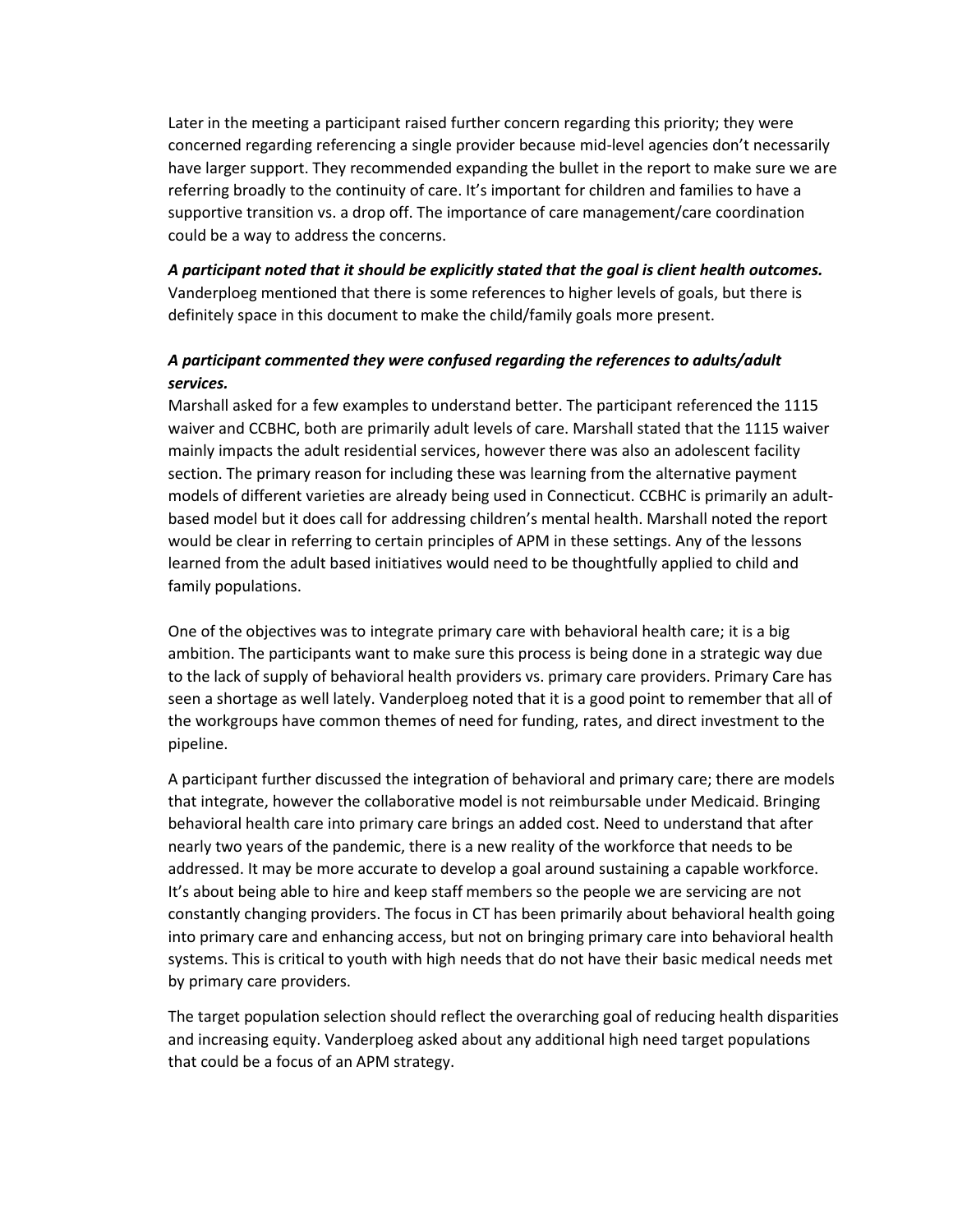Later in the meeting a participant raised further concern regarding this priority; they were concerned regarding referencing a single provider because mid-level agencies don't necessarily have larger support. They recommended expanding the bullet in the report to make sure we are referring broadly to the continuity of care. It's important for children and families to have a supportive transition vs. a drop off. The importance of care management/care coordination could be a way to address the concerns.

***A participant noted that it should be explicitly stated that the goal is client health outcomes.*** Vanderploeg mentioned that there is some references to higher levels of goals, but there is definitely space in this document to make the child/family goals more present.

***A participant commented they were confused regarding the references to adults/adult services.***

Marshall asked for a few examples to understand better. The participant referenced the 1115 waiver and CCBHC, both are primarily adult levels of care. Marshall stated that the 1115 waiver mainly impacts the adult residential services, however there was also an adolescent facility section. The primary reason for including these was learning from the alternative payment models of different varieties are already being used in Connecticut. CCBHC is primarily an adult-based model but it does call for addressing children's mental health. Marshall noted the report would be clear in referring to certain principles of APM in these settings. Any of the lessons learned from the adult based initiatives would need to be thoughtfully applied to child and family populations.

One of the objectives was to integrate primary care with behavioral health care; it is a big ambition. The participants want to make sure this process is being done in a strategic way due to the lack of supply of behavioral health providers vs. primary care providers. Primary Care has seen a shortage as well lately. Vanderploeg noted that it is a good point to remember that all of the workgroups have common themes of need for funding, rates, and direct investment to the pipeline.

A participant further discussed the integration of behavioral and primary care; there are models that integrate, however the collaborative model is not reimbursable under Medicaid. Bringing behavioral health care into primary care brings an added cost. Need to understand that after nearly two years of the pandemic, there is a new reality of the workforce that needs to be addressed. It may be more accurate to develop a goal around sustaining a capable workforce. It's about being able to hire and keep staff members so the people we are servicing are not constantly changing providers. The focus in CT has been primarily about behavioral health going into primary care and enhancing access, but not on bringing primary care into behavioral health systems. This is critical to youth with high needs that do not have their basic medical needs met by primary care providers.

The target population selection should reflect the overarching goal of reducing health disparities and increasing equity. Vanderploeg asked about any additional high need target populations that could be a focus of an APM strategy.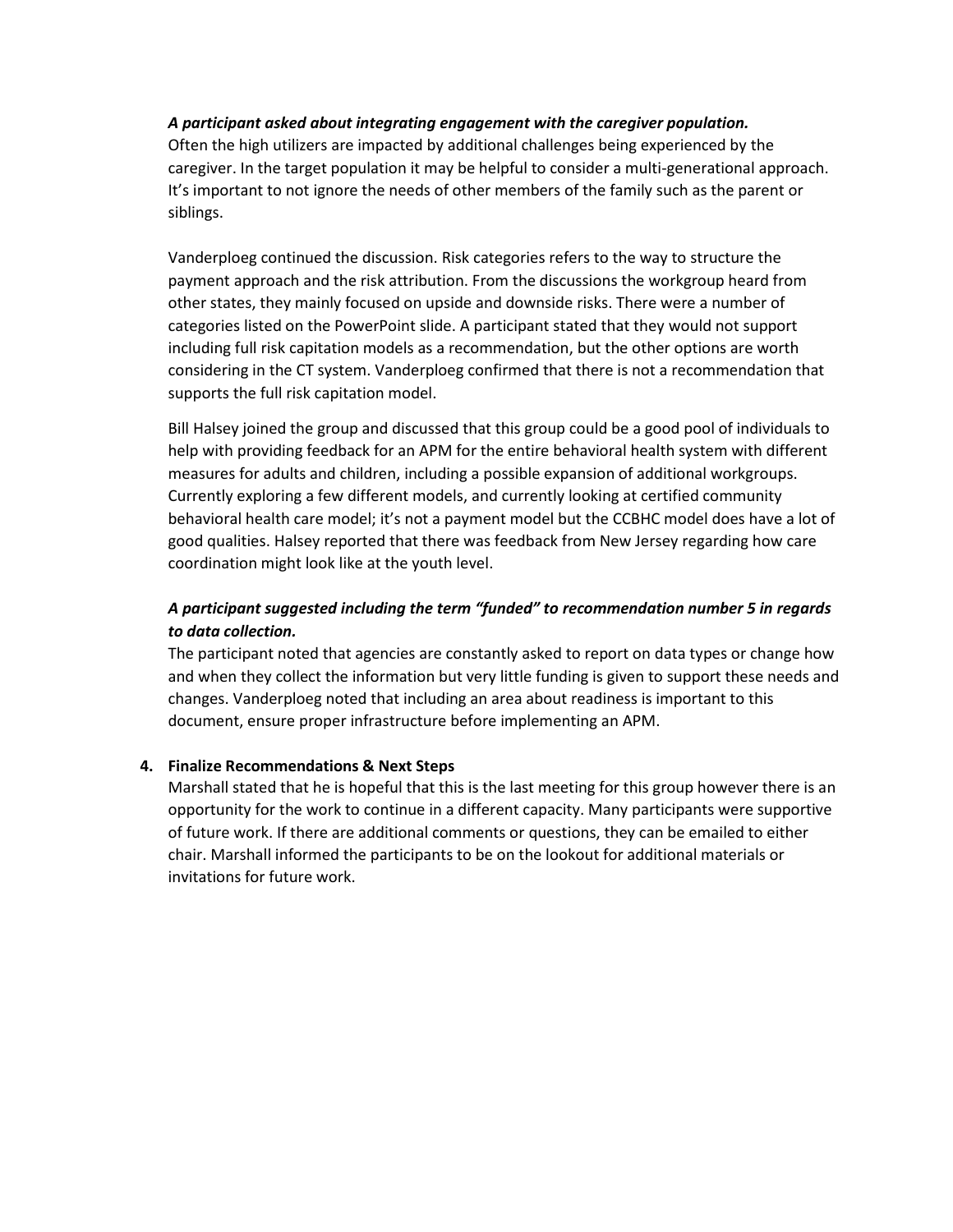***A participant asked about integrating engagement with the caregiver population.***

Often the high utilizers are impacted by additional challenges being experienced by the caregiver. In the target population it may be helpful to consider a multi-generational approach. It's important to not ignore the needs of other members of the family such as the parent or siblings.

Vanderploeg continued the discussion. Risk categories refers to the way to structure the payment approach and the risk attribution. From the discussions the workgroup heard from other states, they mainly focused on upside and downside risks. There were a number of categories listed on the PowerPoint slide. A participant stated that they would not support including full risk capitation models as a recommendation, but the other options are worth considering in the CT system. Vanderploeg confirmed that there is not a recommendation that supports the full risk capitation model.

Bill Halsey joined the group and discussed that this group could be a good pool of individuals to help with providing feedback for an APM for the entire behavioral health system with different measures for adults and children, including a possible expansion of additional workgroups. Currently exploring a few different models, and currently looking at certified community behavioral health care model; it's not a payment model but the CCBHC model does have a lot of good qualities. Halsey reported that there was feedback from New Jersey regarding how care coordination might look like at the youth level.

***A participant suggested including the term "funded" to recommendation number 5 in regards to data collection.***

The participant noted that agencies are constantly asked to report on data types or change how and when they collect the information but very little funding is given to support these needs and changes. Vanderploeg noted that including an area about readiness is important to this document, ensure proper infrastructure before implementing an APM.

4. **Finalize Recommendations & Next Steps**

   Marshall stated that he is hopeful that this is the last meeting for this group however there is an opportunity for the work to continue in a different capacity. Many participants were supportive of future work. If there are additional comments or questions, they can be emailed to either chair. Marshall informed the participants to be on the lookout for additional materials or invitations for future work.